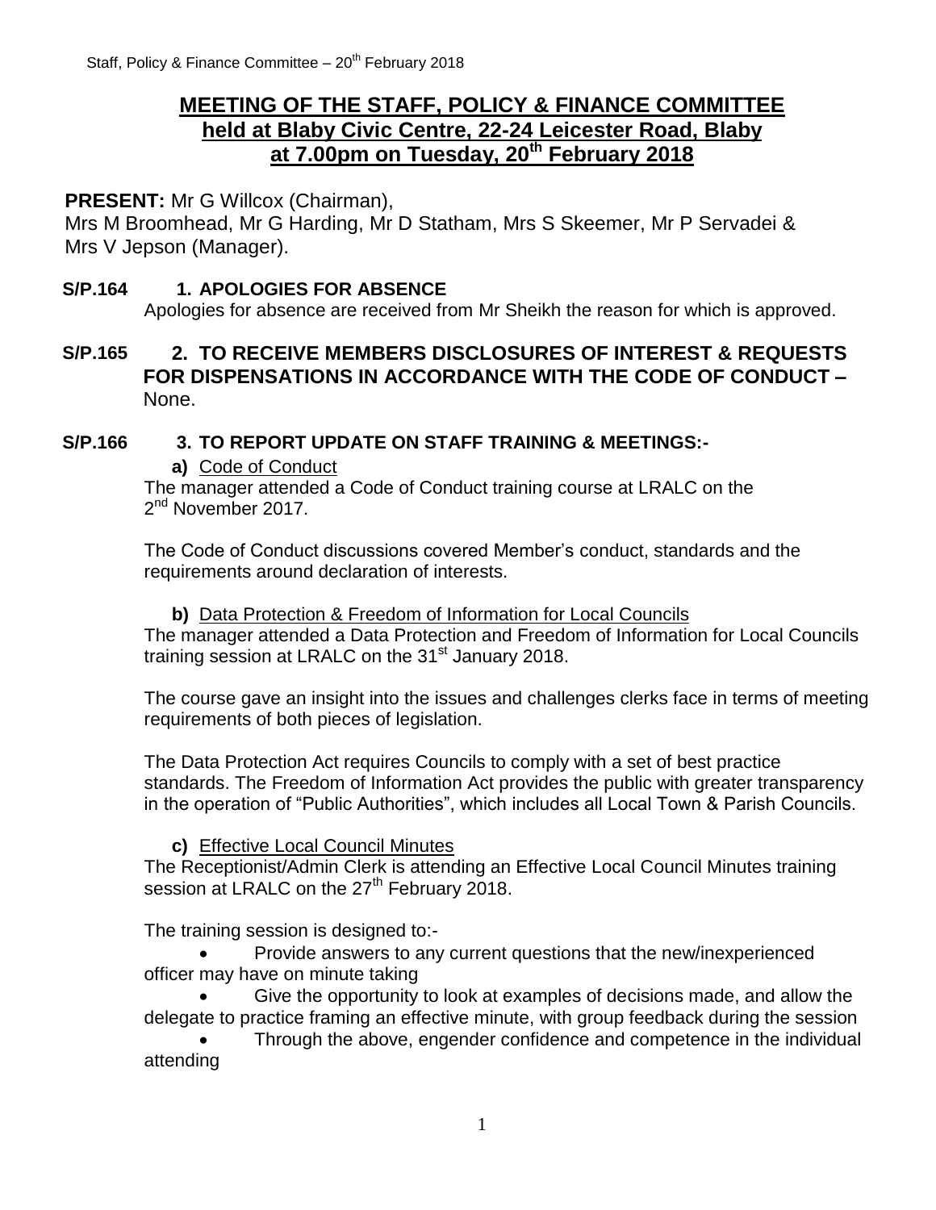# MEETING OF THE STAFF, POLICY & FINANCE COMMITTEE held at Blaby Civic Centre, 22-24 Leicester Road, Blaby at 7.00pm on Tuesday, 20th February 2018

**PRESENT:** Mr G Willcox (Chairman), Mrs M Broomhead, Mr G Harding, Mr D Statham, Mrs S Skeemer, Mr P Servadei & Mrs V Jepson (Manager).

**S/P.164 1. APOLOGIES FOR ABSENCE**

Apologies for absence are received from Mr Sheikh the reason for which is approved.

**S/P.165 2. TO RECEIVE MEMBERS DISCLOSURES OF INTEREST & REQUESTS FOR DISPENSATIONS IN ACCORDANCE WITH THE CODE OF CONDUCT –** None.

**S/P.166 3. TO REPORT UPDATE ON STAFF TRAINING & MEETINGS:-**

**a)** Code of Conduct

The manager attended a Code of Conduct training course at LRALC on the 2nd November 2017.

The Code of Conduct discussions covered Member's conduct, standards and the requirements around declaration of interests.

**b)** Data Protection & Freedom of Information for Local Councils

The manager attended a Data Protection and Freedom of Information for Local Councils training session at LRALC on the 31st January 2018.

The course gave an insight into the issues and challenges clerks face in terms of meeting requirements of both pieces of legislation.

The Data Protection Act requires Councils to comply with a set of best practice standards. The Freedom of Information Act provides the public with greater transparency in the operation of "Public Authorities", which includes all Local Town & Parish Councils.

**c)** Effective Local Council Minutes

The Receptionist/Admin Clerk is attending an Effective Local Council Minutes training session at LRALC on the 27th February 2018.

The training session is designed to:-

- Provide answers to any current questions that the new/inexperienced officer may have on minute taking
- Give the opportunity to look at examples of decisions made, and allow the delegate to practice framing an effective minute, with group feedback during the session
- Through the above, engender confidence and competence in the individual attending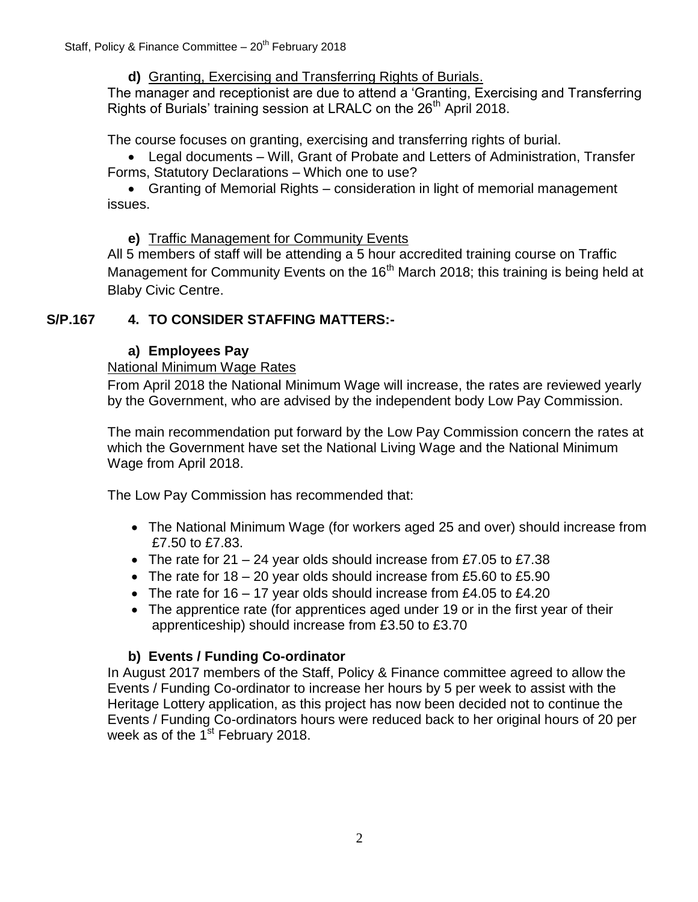**d)** Granting, Exercising and Transferring Rights of Burials.

The manager and receptionist are due to attend a 'Granting, Exercising and Transferring Rights of Burials' training session at LRALC on the 26th April 2018.

The course focuses on granting, exercising and transferring rights of burial.

- Legal documents – Will, Grant of Probate and Letters of Administration, Transfer Forms, Statutory Declarations – Which one to use?
- Granting of Memorial Rights – consideration in light of memorial management issues.

**e)** Traffic Management for Community Events

All 5 members of staff will be attending a 5 hour accredited training course on Traffic Management for Community Events on the 16th March 2018; this training is being held at Blaby Civic Centre.

## S/P.167 4. TO CONSIDER STAFFING MATTERS:-

### a) Employees Pay

National Minimum Wage Rates

From April 2018 the National Minimum Wage will increase, the rates are reviewed yearly by the Government, who are advised by the independent body Low Pay Commission.

The main recommendation put forward by the Low Pay Commission concern the rates at which the Government have set the National Living Wage and the National Minimum Wage from April 2018.

The Low Pay Commission has recommended that:

- The National Minimum Wage (for workers aged 25 and over) should increase from £7.50 to £7.83.
- The rate for 21 – 24 year olds should increase from £7.05 to £7.38
- The rate for 18 – 20 year olds should increase from £5.60 to £5.90
- The rate for 16 – 17 year olds should increase from £4.05 to £4.20
- The apprentice rate (for apprentices aged under 19 or in the first year of their apprenticeship) should increase from £3.50 to £3.70

### b) Events / Funding Co-ordinator

In August 2017 members of the Staff, Policy & Finance committee agreed to allow the Events / Funding Co-ordinator to increase her hours by 5 per week to assist with the Heritage Lottery application, as this project has now been decided not to continue the Events / Funding Co-ordinators hours were reduced back to her original hours of 20 per week as of the 1st February 2018.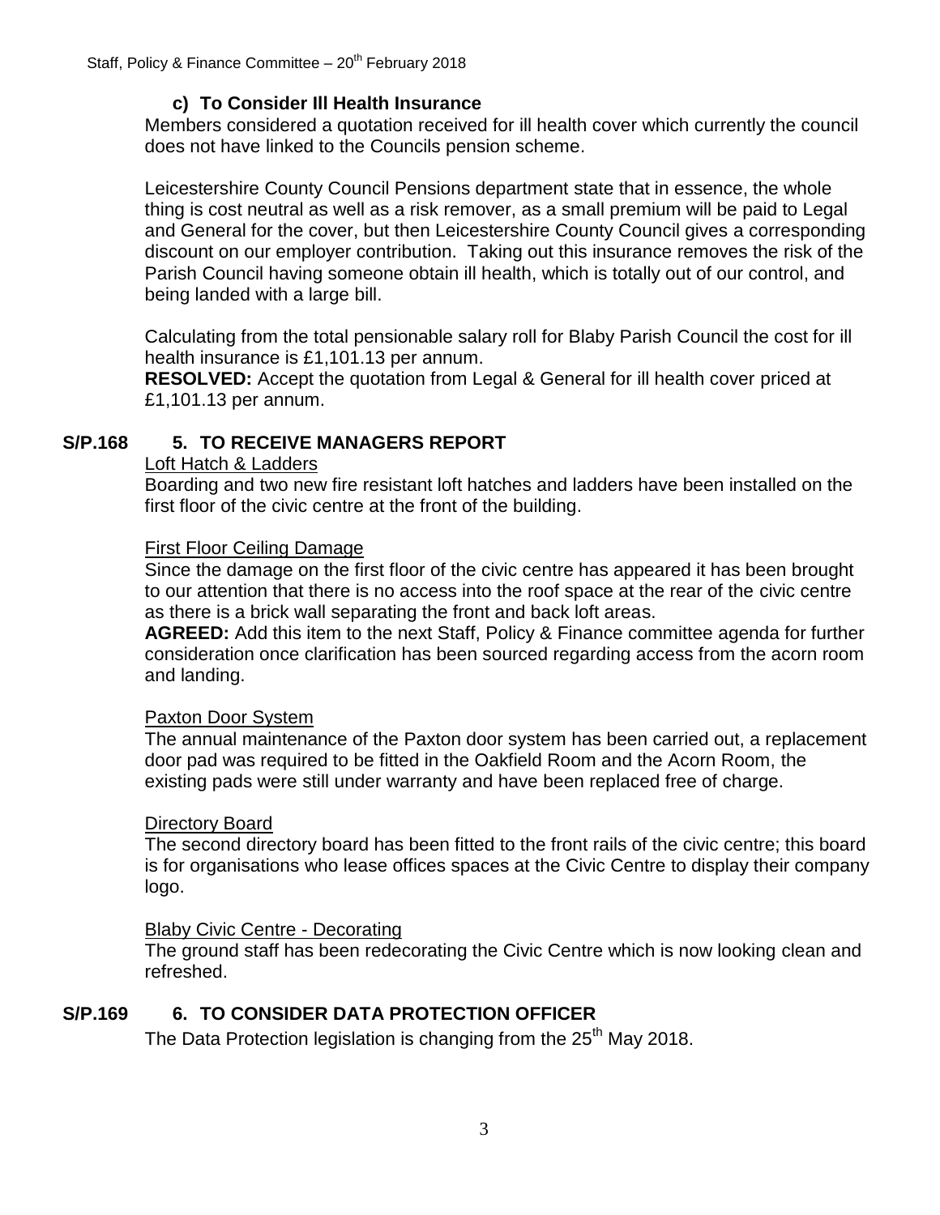### c) To Consider Ill Health Insurance

Members considered a quotation received for ill health cover which currently the council does not have linked to the Councils pension scheme.

Leicestershire County Council Pensions department state that in essence, the whole thing is cost neutral as well as a risk remover, as a small premium will be paid to Legal and General for the cover, but then Leicestershire County Council gives a corresponding discount on our employer contribution. Taking out this insurance removes the risk of the Parish Council having someone obtain ill health, which is totally out of our control, and being landed with a large bill.

Calculating from the total pensionable salary roll for Blaby Parish Council the cost for ill health insurance is £1,101.13 per annum.

**RESOLVED:** Accept the quotation from Legal & General for ill health cover priced at £1,101.13 per annum.

## S/P.168 5. TO RECEIVE MANAGERS REPORT

Loft Hatch & Ladders

Boarding and two new fire resistant loft hatches and ladders have been installed on the first floor of the civic centre at the front of the building.

First Floor Ceiling Damage

Since the damage on the first floor of the civic centre has appeared it has been brought to our attention that there is no access into the roof space at the rear of the civic centre as there is a brick wall separating the front and back loft areas.

**AGREED:** Add this item to the next Staff, Policy & Finance committee agenda for further consideration once clarification has been sourced regarding access from the acorn room and landing.

Paxton Door System

The annual maintenance of the Paxton door system has been carried out, a replacement door pad was required to be fitted in the Oakfield Room and the Acorn Room, the existing pads were still under warranty and have been replaced free of charge.

Directory Board

The second directory board has been fitted to the front rails of the civic centre; this board is for organisations who lease offices spaces at the Civic Centre to display their company logo.

Blaby Civic Centre - Decorating

The ground staff has been redecorating the Civic Centre which is now looking clean and refreshed.

## S/P.169 6. TO CONSIDER DATA PROTECTION OFFICER

The Data Protection legislation is changing from the 25th May 2018.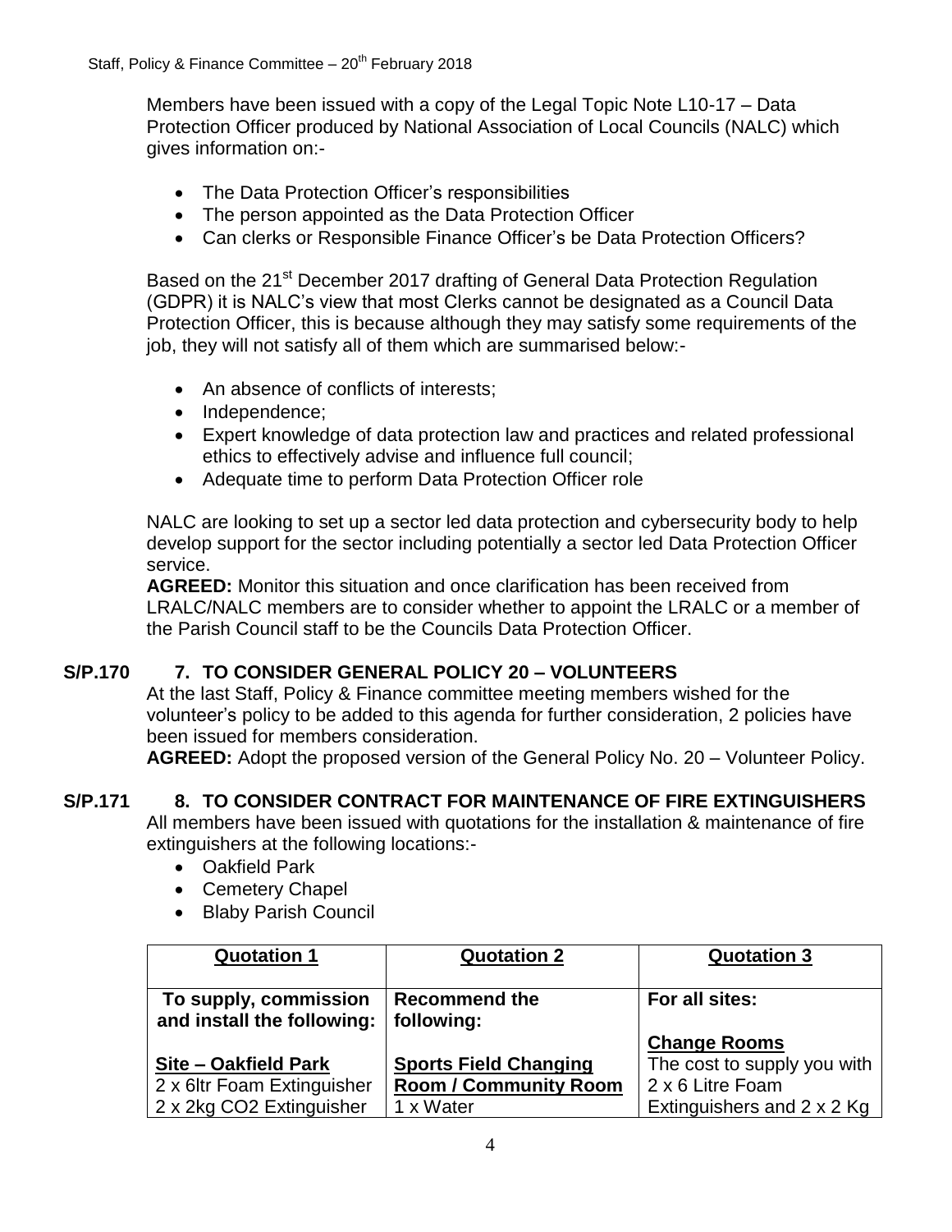Members have been issued with a copy of the Legal Topic Note L10-17 – Data Protection Officer produced by National Association of Local Councils (NALC) which gives information on:-

- The Data Protection Officer's responsibilities
- The person appointed as the Data Protection Officer
- Can clerks or Responsible Finance Officer's be Data Protection Officers?

Based on the 21st December 2017 drafting of General Data Protection Regulation (GDPR) it is NALC's view that most Clerks cannot be designated as a Council Data Protection Officer, this is because although they may satisfy some requirements of the job, they will not satisfy all of them which are summarised below:-

- An absence of conflicts of interests;
- Independence;
- Expert knowledge of data protection law and practices and related professional ethics to effectively advise and influence full council;
- Adequate time to perform Data Protection Officer role

NALC are looking to set up a sector led data protection and cybersecurity body to help develop support for the sector including potentially a sector led Data Protection Officer service.

**AGREED:** Monitor this situation and once clarification has been received from LRALC/NALC members are to consider whether to appoint the LRALC or a member of the Parish Council staff to be the Councils Data Protection Officer.

## S/P.170 7. TO CONSIDER GENERAL POLICY 20 – VOLUNTEERS

At the last Staff, Policy & Finance committee meeting members wished for the volunteer's policy to be added to this agenda for further consideration, 2 policies have been issued for members consideration.

**AGREED:** Adopt the proposed version of the General Policy No. 20 – Volunteer Policy.

## S/P.171 8. TO CONSIDER CONTRACT FOR MAINTENANCE OF FIRE EXTINGUISHERS

All members have been issued with quotations for the installation & maintenance of fire extinguishers at the following locations:-

- Oakfield Park
- Cemetery Chapel
- Blaby Parish Council

| **Quotation 1** | **Quotation 2** | **Quotation 3** |
|---|---|---|
| **To supply, commission and install the following:**<br><br>**Site – Oakfield Park**<br>2 x 6ltr Foam Extinguisher<br>2 x 2kg CO2 Extinguisher | **Recommend the following:**<br><br>**Sports Field Changing Room / Community Room**<br>1 x Water | **For all sites:**<br><br>**Change Rooms**<br>The cost to supply you with 2 x 6 Litre Foam Extinguishers and 2 x 2 Kg |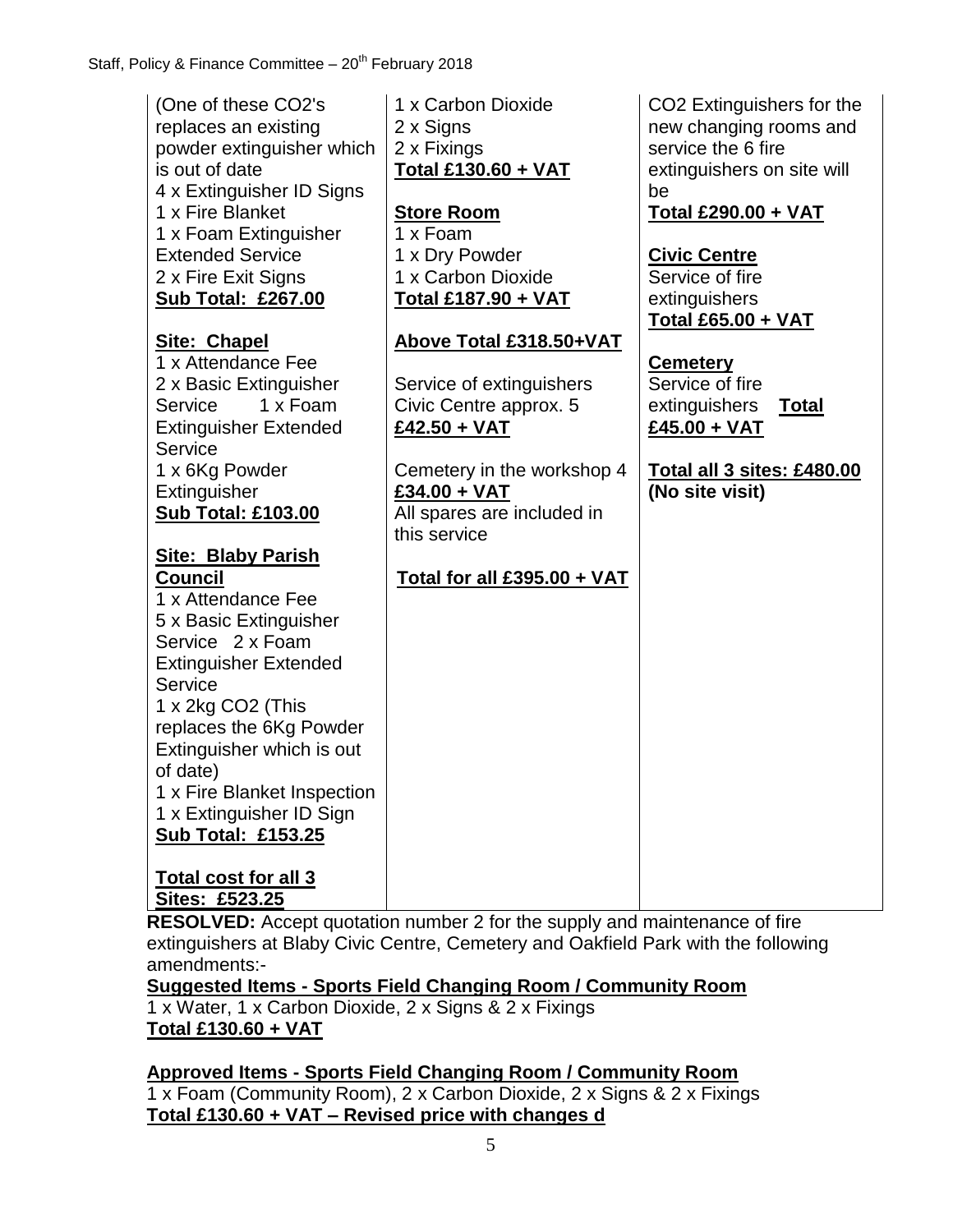| | | |
|---|---|---|
| (One of these CO2's replaces an existing powder extinguisher which is out of date<br>4 x Extinguisher ID Signs<br>1 x Fire Blanket<br>1 x Foam Extinguisher Extended Service<br>2 x Fire Exit Signs<br>**Sub Total: £267.00**<br><br>**Site: Chapel**<br>1 x Attendance Fee<br>2 x Basic Extinguisher Service 1 x Foam Extinguisher Extended Service<br>1 x 6Kg Powder Extinguisher<br>**Sub Total: £103.00**<br><br>**Site: Blaby Parish Council**<br>1 x Attendance Fee<br>5 x Basic Extinguisher Service 2 x Foam Extinguisher Extended Service<br>1 x 2kg CO2 (This replaces the 6Kg Powder Extinguisher which is out of date)<br>1 x Fire Blanket Inspection<br>1 x Extinguisher ID Sign<br>**Sub Total: £153.25**<br><br>**Total cost for all 3 Sites: £523.25** | 1 x Carbon Dioxide<br>2 x Signs<br>2 x Fixings<br>**Total £130.60 + VAT**<br><br>**Store Room**<br>1 x Foam<br>1 x Dry Powder<br>1 x Carbon Dioxide<br>**Total £187.90 + VAT**<br><br>**Above Total £318.50+VAT**<br><br>Service of extinguishers Civic Centre approx. 5<br>**£42.50 + VAT**<br><br>Cemetery in the workshop 4<br>**£34.00 + VAT**<br>All spares are included in this service<br><br>**Total for all £395.00 + VAT** | CO2 Extinguishers for the new changing rooms and service the 6 fire extinguishers on site will be<br>**Total £290.00 + VAT**<br><br>**Civic Centre**<br>Service of fire extinguishers<br>**Total £65.00 + VAT**<br><br>**Cemetery**<br>Service of fire extinguishers **Total £45.00 + VAT**<br><br>**Total all 3 sites: £480.00 (No site visit)** |

**RESOLVED:** Accept quotation number 2 for the supply and maintenance of fire extinguishers at Blaby Civic Centre, Cemetery and Oakfield Park with the following amendments:-

**Suggested Items - Sports Field Changing Room / Community Room**
1 x Water, 1 x Carbon Dioxide, 2 x Signs & 2 x Fixings
**Total £130.60 + VAT**

**Approved Items - Sports Field Changing Room / Community Room**
1 x Foam (Community Room), 2 x Carbon Dioxide, 2 x Signs & 2 x Fixings
**Total £130.60 + VAT – Revised price with changes d**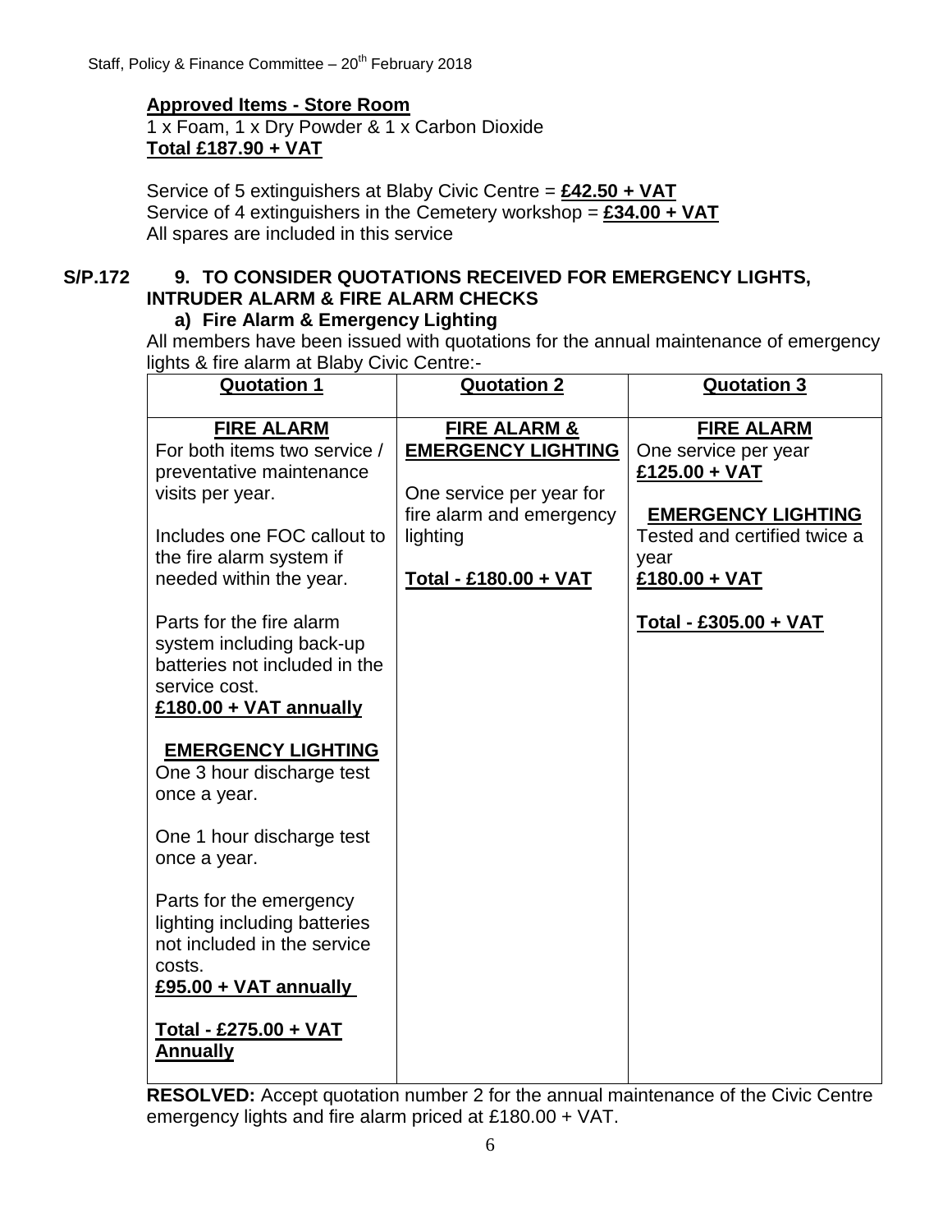**Approved Items - Store Room**
1 x Foam, 1 x Dry Powder & 1 x Carbon Dioxide
**Total £187.90 + VAT**

Service of 5 extinguishers at Blaby Civic Centre = **£42.50 + VAT**
Service of 4 extinguishers in the Cemetery workshop = **£34.00 + VAT**
All spares are included in this service

**S/P.172 9. TO CONSIDER QUOTATIONS RECEIVED FOR EMERGENCY LIGHTS, INTRUDER ALARM & FIRE ALARM CHECKS**

**a) Fire Alarm & Emergency Lighting**

All members have been issued with quotations for the annual maintenance of emergency lights & fire alarm at Blaby Civic Centre:-

| **Quotation 1** | **Quotation 2** | **Quotation 3** |
|---|---|---|
| **FIRE ALARM**<br>For both items two service / preventative maintenance visits per year.<br><br>Includes one FOC callout to the fire alarm system if needed within the year.<br><br>Parts for the fire alarm system including back-up batteries not included in the service cost.<br>**£180.00 + VAT annually**<br><br>**EMERGENCY LIGHTING**<br>One 3 hour discharge test once a year.<br><br>One 1 hour discharge test once a year.<br><br>Parts for the emergency lighting including batteries not included in the service costs.<br>**£95.00 + VAT annually**<br><br>**Total - £275.00 + VAT Annually** | **FIRE ALARM & EMERGENCY LIGHTING**<br><br>One service per year for fire alarm and emergency lighting<br><br>**Total - £180.00 + VAT** | **FIRE ALARM**<br>One service per year<br>**£125.00 + VAT**<br><br>**EMERGENCY LIGHTING**<br>Tested and certified twice a year<br>**£180.00 + VAT**<br><br>**Total - £305.00 + VAT** |

**RESOLVED:** Accept quotation number 2 for the annual maintenance of the Civic Centre emergency lights and fire alarm priced at £180.00 + VAT.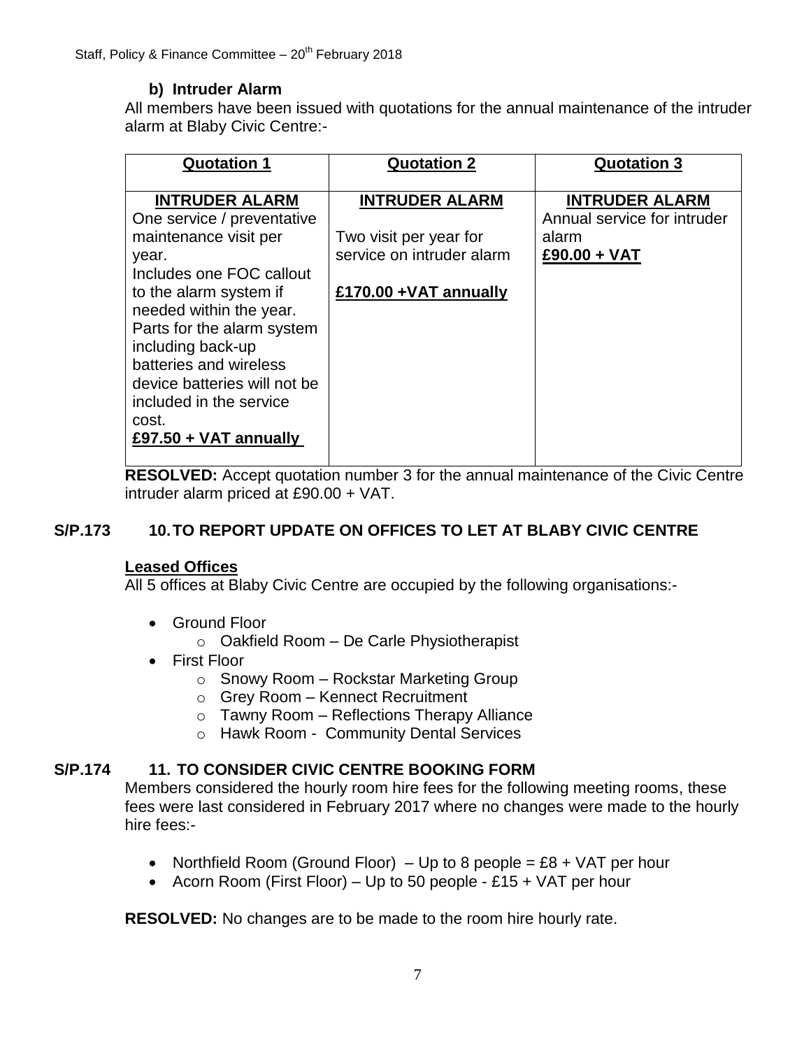### b) Intruder Alarm

All members have been issued with quotations for the annual maintenance of the intruder alarm at Blaby Civic Centre:-

| Quotation 1 | Quotation 2 | Quotation 3 |
|---|---|---|
| **INTRUDER ALARM**<br>One service / preventative maintenance visit per year.<br>Includes one FOC callout to the alarm system if needed within the year.<br>Parts for the alarm system including back-up batteries and wireless device batteries will not be included in the service cost.<br>**£97.50 + VAT annually** | **INTRUDER ALARM**<br><br>Two visit per year for service on intruder alarm<br><br>**£170.00 +VAT annually** | **INTRUDER ALARM**<br>Annual service for intruder alarm<br>**£90.00 + VAT** |

**RESOLVED:** Accept quotation number 3 for the annual maintenance of the Civic Centre intruder alarm priced at £90.00 + VAT.

## S/P.173 10. TO REPORT UPDATE ON OFFICES TO LET AT BLABY CIVIC CENTRE

**Leased Offices**

All 5 offices at Blaby Civic Centre are occupied by the following organisations:-

- Ground Floor
  - Oakfield Room – De Carle Physiotherapist
- First Floor
  - Snowy Room – Rockstar Marketing Group
  - Grey Room – Kennect Recruitment
  - Tawny Room – Reflections Therapy Alliance
  - Hawk Room - Community Dental Services

## S/P.174 11. TO CONSIDER CIVIC CENTRE BOOKING FORM

Members considered the hourly room hire fees for the following meeting rooms, these fees were last considered in February 2017 where no changes were made to the hourly hire fees:-

- Northfield Room (Ground Floor) – Up to 8 people = £8 + VAT per hour
- Acorn Room (First Floor) – Up to 50 people - £15 + VAT per hour

**RESOLVED:** No changes are to be made to the room hire hourly rate.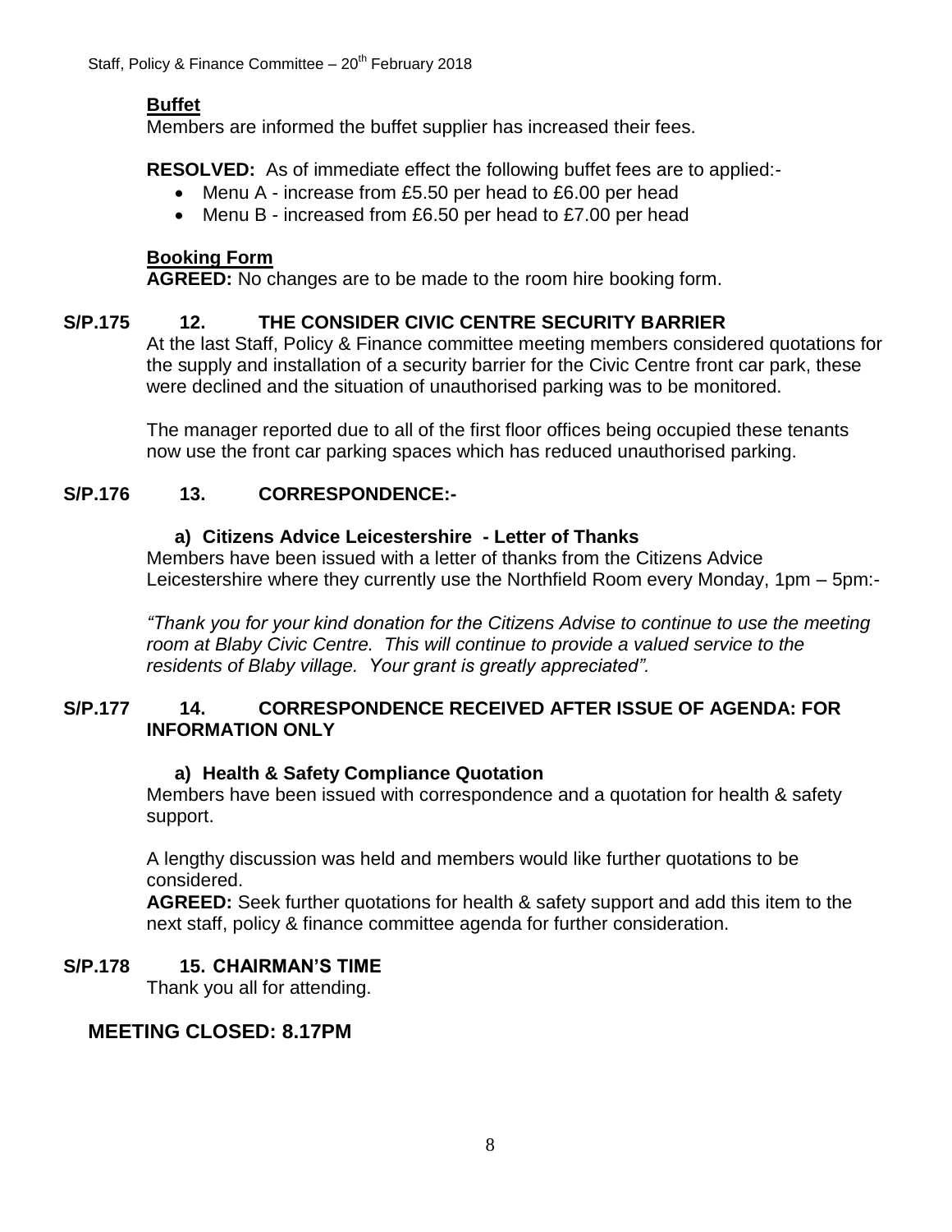**Buffet**

Members are informed the buffet supplier has increased their fees.

**RESOLVED:** As of immediate effect the following buffet fees are to applied:-

- Menu A - increase from £5.50 per head to £6.00 per head
- Menu B - increased from £6.50 per head to £7.00 per head

**Booking Form**

**AGREED:** No changes are to be made to the room hire booking form.

## S/P.175 12. THE CONSIDER CIVIC CENTRE SECURITY BARRIER

At the last Staff, Policy & Finance committee meeting members considered quotations for the supply and installation of a security barrier for the Civic Centre front car park, these were declined and the situation of unauthorised parking was to be monitored.

The manager reported due to all of the first floor offices being occupied these tenants now use the front car parking spaces which has reduced unauthorised parking.

## S/P.176 13. CORRESPONDENCE:-

### a) Citizens Advice Leicestershire - Letter of Thanks

Members have been issued with a letter of thanks from the Citizens Advice Leicestershire where they currently use the Northfield Room every Monday, 1pm – 5pm:-

*"Thank you for your kind donation for the Citizens Advise to continue to use the meeting room at Blaby Civic Centre. This will continue to provide a valued service to the residents of Blaby village. Your grant is greatly appreciated".*

## S/P.177 14. CORRESPONDENCE RECEIVED AFTER ISSUE OF AGENDA: FOR INFORMATION ONLY

### a) Health & Safety Compliance Quotation

Members have been issued with correspondence and a quotation for health & safety support.

A lengthy discussion was held and members would like further quotations to be considered.

**AGREED:** Seek further quotations for health & safety support and add this item to the next staff, policy & finance committee agenda for further consideration.

## S/P.178 15. CHAIRMAN'S TIME

Thank you all for attending.

## MEETING CLOSED: 8.17PM